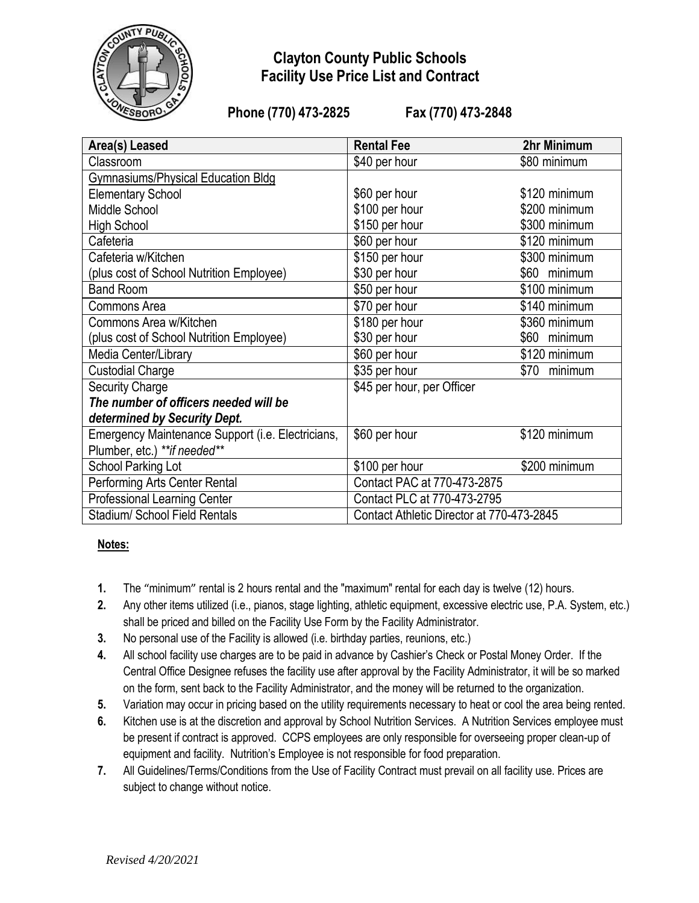# Clayton County Public Schools
## Facility Use Price List and Contract

**Phone (770) 473-2825 Fax (770) 473-2848**

| Area(s) Leased | Rental Fee | 2hr Minimum |
|---|---|---|
| Classroom | $40 per hour | $80 minimum |
| Gymnasiums/Physical Education Bldg | | |
| Elementary School | $60 per hour | $120 minimum |
| Middle School | $100 per hour | $200 minimum |
| High School | $150 per hour | $300 minimum |
| Cafeteria | $60 per hour | $120 minimum |
| Cafeteria w/Kitchen | $150 per hour | $300 minimum |
| (plus cost of School Nutrition Employee) | $30 per hour | $60 minimum |
| Band Room | $50 per hour | $100 minimum |
| Commons Area | $70 per hour | $140 minimum |
| Commons Area w/Kitchen | $180 per hour | $360 minimum |
| (plus cost of School Nutrition Employee) | $30 per hour | $60 minimum |
| Media Center/Library | $60 per hour | $120 minimum |
| Custodial Charge | $35 per hour | $70 minimum |
| Security Charge ***The number of officers needed will be determined by Security Dept.*** | $45 per hour, per Officer | |
| Emergency Maintenance Support (i.e. Electricians, Plumber, etc.) ***if needed*** | $60 per hour | $120 minimum |
| School Parking Lot | $100 per hour | $200 minimum |
| Performing Arts Center Rental | Contact PAC at 770-473-2875 | |
| Professional Learning Center | Contact PLC at 770-473-2795 | |
| Stadium/ School Field Rentals | Contact Athletic Director at 770-473-2845 | |

**Notes:**

1. The "minimum" rental is 2 hours rental and the "maximum" rental for each day is twelve (12) hours.
2. Any other items utilized (i.e., pianos, stage lighting, athletic equipment, excessive electric use, P.A. System, etc.) shall be priced and billed on the Facility Use Form by the Facility Administrator.
3. No personal use of the Facility is allowed (i.e. birthday parties, reunions, etc.)
4. All school facility use charges are to be paid in advance by Cashier's Check or Postal Money Order. If the Central Office Designee refuses the facility use after approval by the Facility Administrator, it will be so marked on the form, sent back to the Facility Administrator, and the money will be returned to the organization.
5. Variation may occur in pricing based on the utility requirements necessary to heat or cool the area being rented.
6. Kitchen use is at the discretion and approval by School Nutrition Services. A Nutrition Services employee must be present if contract is approved. CCPS employees are only responsible for overseeing proper clean-up of equipment and facility. Nutrition's Employee is not responsible for food preparation.
7. All Guidelines/Terms/Conditions from the Use of Facility Contract must prevail on all facility use. Prices are subject to change without notice.

*Revised 4/20/2021*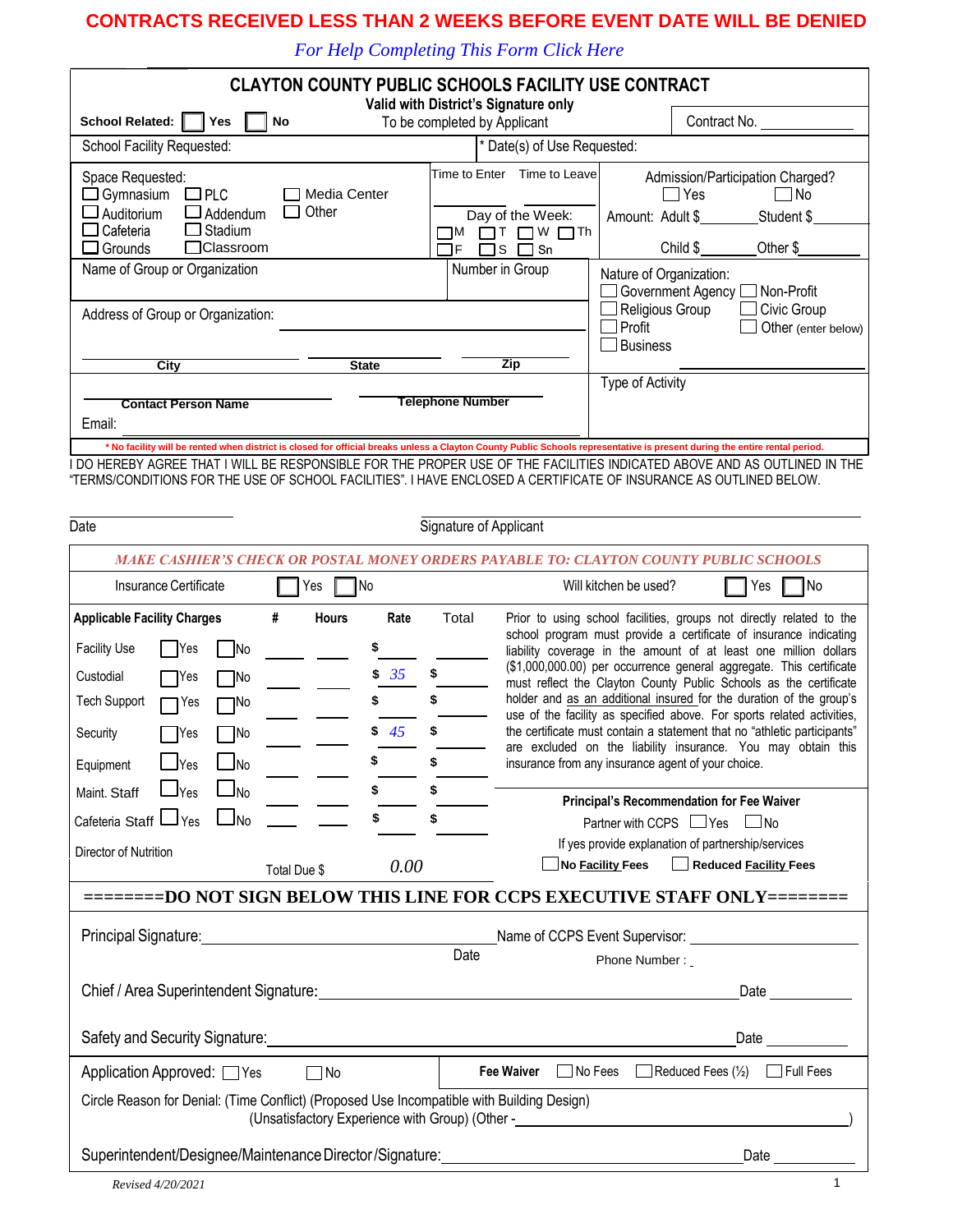**CONTRACTS RECEIVED LESS THAN 2 WEEKS BEFORE EVENT DATE WILL BE DENIED**

*For Help Completing This Form Click Here*

# CLAYTON COUNTY PUBLIC SCHOOLS FACILITY USE CONTRACT

**Valid with District's Signature only**

**School Related:** ☐ Yes ☐ No — To be completed by Applicant — Contract No. ____________

School Facility Requested: — * Date(s) of Use Requested:

| Space Requested: | Time to Enter / Time to Leave | Admission/Participation Charged? |
|---|---|---|
| ☐ Gymnasium ☐ PLC ☐ Media Center<br>☐ Auditorium ☐ Addendum ☐ Other<br>☐ Cafeteria ☐ Stadium<br>☐ Grounds ☐ Classroom | Day of the Week:<br>☐M ☐T ☐W ☐Th<br>☐F ☐S ☐Sn | ☐ Yes ☐ No<br>Amount: Adult $_______ Student $_______<br>Child $_______ Other $_______ |

Name of Group or Organization — Number in Group

Nature of Organization:
☐ Government Agency ☐ Non-Profit
☐ Religious Group ☐ Civic Group
☐ Profit ☐ Other (enter below)
☐ Business

Address of Group or Organization: ______________________

City ________ State ________ Zip ________

Type of Activity

Contact Person Name ________ Telephone Number ________

Email: ________

* No facility will be rented when district is closed for official breaks unless a Clayton County Public Schools representative is present during the entire rental period.

I DO HEREBY AGREE THAT I WILL BE RESPONSIBLE FOR THE PROPER USE OF THE FACILITIES INDICATED ABOVE AND AS OUTLINED IN THE "TERMS/CONDITIONS FOR THE USE OF SCHOOL FACILITIES". I HAVE ENCLOSED A CERTIFICATE OF INSURANCE AS OUTLINED BELOW.

Date ____________ Signature of Applicant ____________

*MAKE CASHIER'S CHECK OR POSTAL MONEY ORDERS PAYABLE TO: CLAYTON COUNTY PUBLIC SCHOOLS*

Insurance Certificate ☐ Yes ☐ No — Will kitchen be used? ☐ Yes ☐ No

| Applicable Facility Charges | | | # | Hours | Rate | Total |
|---|---|---|---|---|---|---|
| Facility Use | ☐Yes | ☐No | | | $ | |
| Custodial | ☐Yes | ☐No | | | $ *35* | $ |
| Tech Support | ☐Yes | ☐No | | | $ | $ |
| Security | ☐Yes | ☐No | | | $ *45* | $ |
| Equipment | ☐Yes | ☐No | | | $ | $ |
| Maint. Staff | ☐Yes | ☐No | | | $ | $ |
| Cafeteria Staff | ☐Yes | ☐No | | | $ | $ |
| Director of Nutrition | | | | Total Due $ | *0.00* | |

Prior to using school facilities, groups not directly related to the school program must provide a certificate of insurance indicating liability coverage in the amount of at least one million dollars ($1,000,000.00) per occurrence general aggregate. This certificate must reflect the Clayton County Public Schools as the certificate holder and as an additional insured for the duration of the group's use of the facility as specified above. For sports related activities, the certificate must contain a statement that no "athletic participants" are excluded on the liability insurance. You may obtain this insurance from any insurance agent of your choice.

**Principal's Recommendation for Fee Waiver**

Partner with CCPS ☐ Yes ☐ No

If yes provide explanation of partnership/services

☐ **No Facility Fees** ☐ **Reduced Facility Fees**

**=======DO NOT SIGN BELOW THIS LINE FOR CCPS EXECUTIVE STAFF ONLY=======**

Principal Signature: ____________ Date — Name of CCPS Event Supervisor: ____________

Phone Number : ____________

Chief / Area Superintendent Signature: ____________ Date ____________

Safety and Security Signature: ____________ Date ____________

Application Approved: ☐ Yes ☐ No — **Fee Waiver** ☐ No Fees ☐ Reduced Fees (½) ☐ Full Fees

Circle Reason for Denial: (Time Conflict) (Proposed Use Incompatible with Building Design) (Unsatisfactory Experience with Group) (Other - ____________)

Superintendent/Designee/Maintenance Director/Signature: ____________ Date ____________

*Revised 4/20/2021*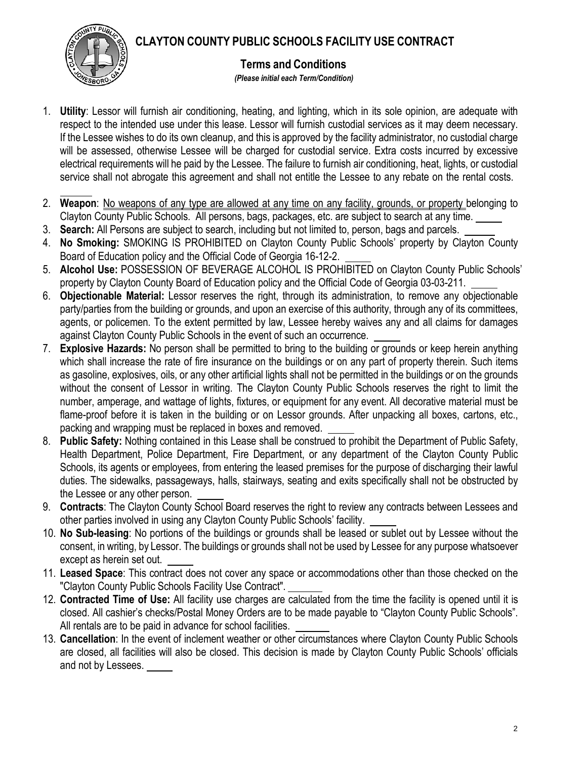# CLAYTON COUNTY PUBLIC SCHOOLS FACILITY USE CONTRACT

## Terms and Conditions

*(Please initial each Term/Condition)*

1. **Utility**: Lessor will furnish air conditioning, heating, and lighting, which in its sole opinion, are adequate with respect to the intended use under this lease. Lessor will furnish custodial services as it may deem necessary. If the Lessee wishes to do its own cleanup, and this is approved by the facility administrator, no custodial charge will be assessed, otherwise Lessee will be charged for custodial service. Extra costs incurred by excessive electrical requirements will he paid by the Lessee. The failure to furnish air conditioning, heat, lights, or custodial service shall not abrogate this agreement and shall not entitle the Lessee to any rebate on the rental costs. ______
2. **Weapon**: No weapons of any type are allowed at any time on any facility, grounds, or property belonging to Clayton County Public Schools. All persons, bags, packages, etc. are subject to search at any time. ______
3. **Search:** All Persons are subject to search, including but not limited to, person, bags and parcels. ______
4. **No Smoking:** SMOKING IS PROHIBITED on Clayton County Public Schools' property by Clayton County Board of Education policy and the Official Code of Georgia 16-12-2. ______
5. **Alcohol Use:** POSSESSION OF BEVERAGE ALCOHOL IS PROHIBITED on Clayton County Public Schools' property by Clayton County Board of Education policy and the Official Code of Georgia 03-03-211. ______
6. **Objectionable Material:** Lessor reserves the right, through its administration, to remove any objectionable party/parties from the building or grounds, and upon an exercise of this authority, through any of its committees, agents, or policemen. To the extent permitted by law, Lessee hereby waives any and all claims for damages against Clayton County Public Schools in the event of such an occurrence. ______
7. **Explosive Hazards:** No person shall be permitted to bring to the building or grounds or keep herein anything which shall increase the rate of fire insurance on the buildings or on any part of property therein. Such items as gasoline, explosives, oils, or any other artificial lights shall not be permitted in the buildings or on the grounds without the consent of Lessor in writing. The Clayton County Public Schools reserves the right to limit the number, amperage, and wattage of lights, fixtures, or equipment for any event. All decorative material must be flame-proof before it is taken in the building or on Lessor grounds. After unpacking all boxes, cartons, etc., packing and wrapping must be replaced in boxes and removed. ______
8. **Public Safety:** Nothing contained in this Lease shall be construed to prohibit the Department of Public Safety, Health Department, Police Department, Fire Department, or any department of the Clayton County Public Schools, its agents or employees, from entering the leased premises for the purpose of discharging their lawful duties. The sidewalks, passageways, halls, stairways, seating and exits specifically shall not be obstructed by the Lessee or any other person. ______
9. **Contracts**: The Clayton County School Board reserves the right to review any contracts between Lessees and other parties involved in using any Clayton County Public Schools' facility. ______
10. **No Sub-leasing**: No portions of the buildings or grounds shall be leased or sublet out by Lessee without the consent, in writing, by Lessor. The buildings or grounds shall not be used by Lessee for any purpose whatsoever except as herein set out. ______
11. **Leased Space**: This contract does not cover any space or accommodations other than those checked on the "Clayton County Public Schools Facility Use Contract". ______
12. **Contracted Time of Use:** All facility use charges are calculated from the time the facility is opened until it is closed. All cashier's checks/Postal Money Orders are to be made payable to "Clayton County Public Schools". All rentals are to be paid in advance for school facilities. ______
13. **Cancellation**: In the event of inclement weather or other circumstances where Clayton County Public Schools are closed, all facilities will also be closed. This decision is made by Clayton County Public Schools' officials and not by Lessees. ______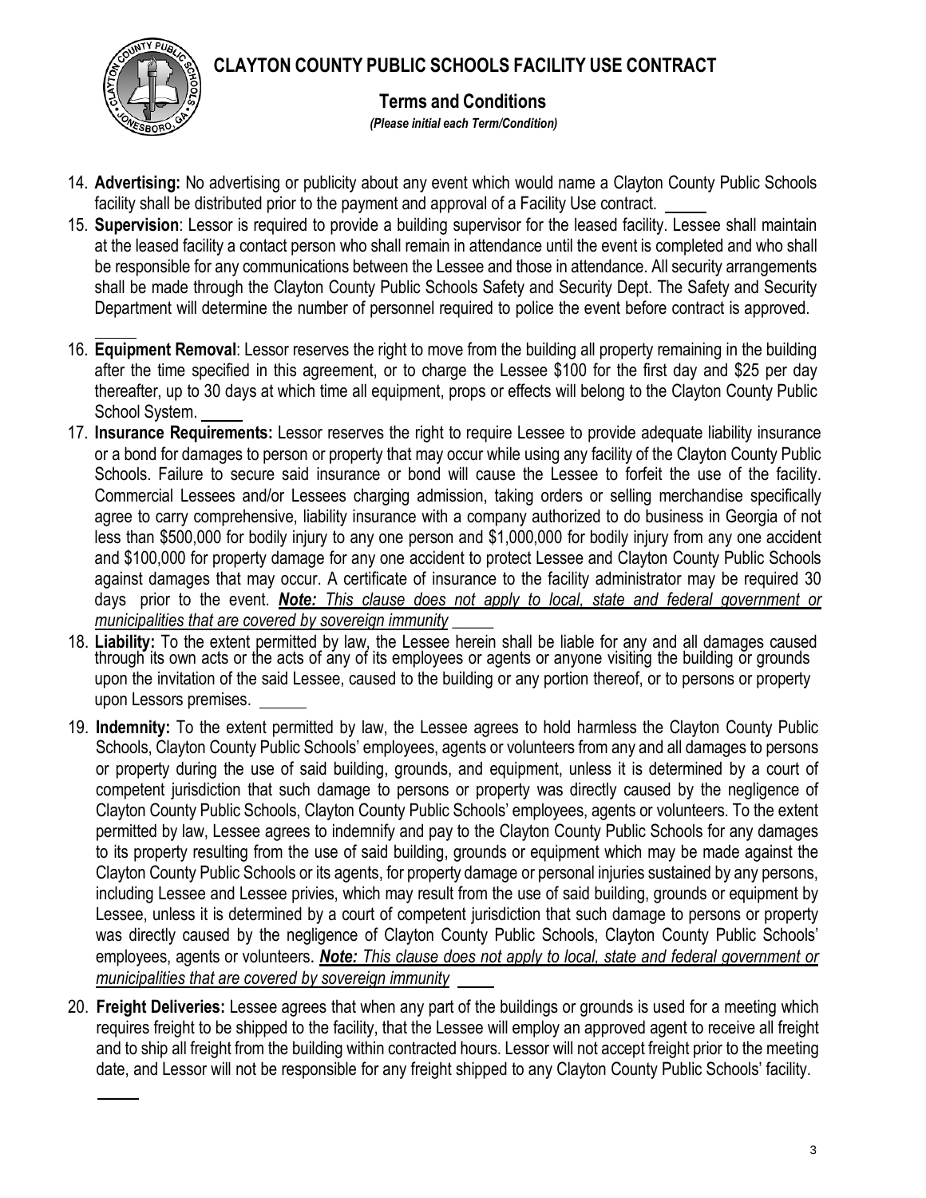# CLAYTON COUNTY PUBLIC SCHOOLS FACILITY USE CONTRACT

## Terms and Conditions

*(Please initial each Term/Condition)*

14. **Advertising:** No advertising or publicity about any event which would name a Clayton County Public Schools facility shall be distributed prior to the payment and approval of a Facility Use contract. _____
15. **Supervision**: Lessor is required to provide a building supervisor for the leased facility. Lessee shall maintain at the leased facility a contact person who shall remain in attendance until the event is completed and who shall be responsible for any communications between the Lessee and those in attendance. All security arrangements shall be made through the Clayton County Public Schools Safety and Security Dept. The Safety and Security Department will determine the number of personnel required to police the event before contract is approved. _____
16. **Equipment Removal**: Lessor reserves the right to move from the building all property remaining in the building after the time specified in this agreement, or to charge the Lessee $100 for the first day and $25 per day thereafter, up to 30 days at which time all equipment, props or effects will belong to the Clayton County Public School System. _____
17. **Insurance Requirements:** Lessor reserves the right to require Lessee to provide adequate liability insurance or a bond for damages to person or property that may occur while using any facility of the Clayton County Public Schools. Failure to secure said insurance or bond will cause the Lessee to forfeit the use of the facility. Commercial Lessees and/or Lessees charging admission, taking orders or selling merchandise specifically agree to carry comprehensive, liability insurance with a company authorized to do business in Georgia of not less than $500,000 for bodily injury to any one person and $1,000,000 for bodily injury from any one accident and $100,000 for property damage for any one accident to protect Lessee and Clayton County Public Schools against damages that may occur. A certificate of insurance to the facility administrator may be required 30 days prior to the event. ***Note:** This clause does not apply to local, state and federal government or municipalities that are covered by sovereign immunity* _____
18. **Liability:** To the extent permitted by law, the Lessee herein shall be liable for any and all damages caused through its own acts or the acts of any of its employees or agents or anyone visiting the building or grounds upon the invitation of the said Lessee, caused to the building or any portion thereof, or to persons or property upon Lessors premises. _____
19. **Indemnity:** To the extent permitted by law, the Lessee agrees to hold harmless the Clayton County Public Schools, Clayton County Public Schools' employees, agents or volunteers from any and all damages to persons or property during the use of said building, grounds, and equipment, unless it is determined by a court of competent jurisdiction that such damage to persons or property was directly caused by the negligence of Clayton County Public Schools, Clayton County Public Schools' employees, agents or volunteers. To the extent permitted by law, Lessee agrees to indemnify and pay to the Clayton County Public Schools for any damages to its property resulting from the use of said building, grounds or equipment which may be made against the Clayton County Public Schools or its agents, for property damage or personal injuries sustained by any persons, including Lessee and Lessee privies, which may result from the use of said building, grounds or equipment by Lessee, unless it is determined by a court of competent jurisdiction that such damage to persons or property was directly caused by the negligence of Clayton County Public Schools, Clayton County Public Schools' employees, agents or volunteers. ***Note:** This clause does not apply to local, state and federal government or municipalities that are covered by sovereign immunity* _____
20. **Freight Deliveries:** Lessee agrees that when any part of the buildings or grounds is used for a meeting which requires freight to be shipped to the facility, that the Lessee will employ an approved agent to receive all freight and to ship all freight from the building within contracted hours. Lessor will not accept freight prior to the meeting date, and Lessor will not be responsible for any freight shipped to any Clayton County Public Schools' facility. _____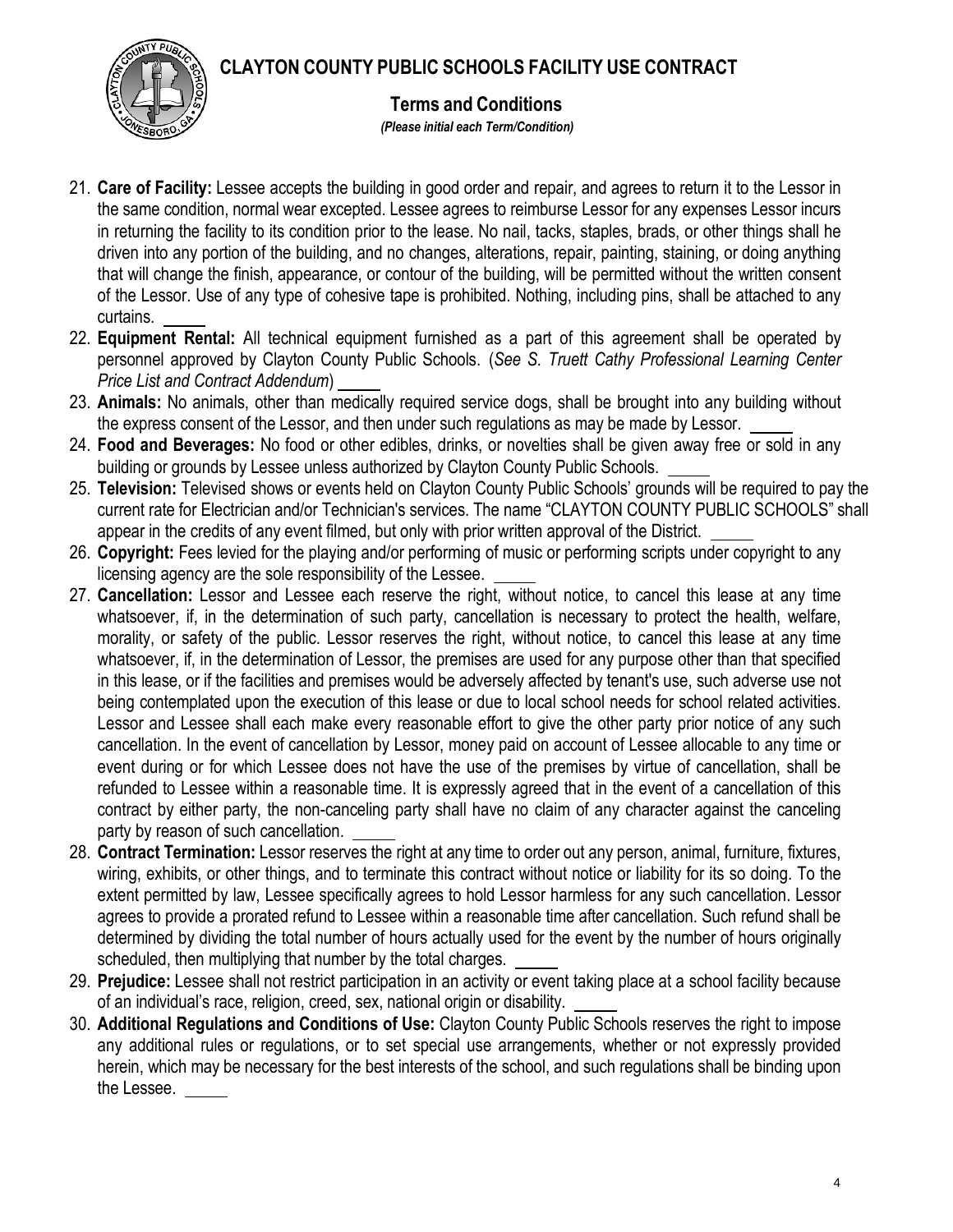# CLAYTON COUNTY PUBLIC SCHOOLS FACILITY USE CONTRACT

## Terms and Conditions

*(Please initial each Term/Condition)*

21. **Care of Facility:** Lessee accepts the building in good order and repair, and agrees to return it to the Lessor in the same condition, normal wear excepted. Lessee agrees to reimburse Lessor for any expenses Lessor incurs in returning the facility to its condition prior to the lease. No nail, tacks, staples, brads, or other things shall he driven into any portion of the building, and no changes, alterations, repair, painting, staining, or doing anything that will change the finish, appearance, or contour of the building, will be permitted without the written consent of the Lessor. Use of any type of cohesive tape is prohibited. Nothing, including pins, shall be attached to any curtains. _____
22. **Equipment Rental:** All technical equipment furnished as a part of this agreement shall be operated by personnel approved by Clayton County Public Schools. (*See S. Truett Cathy Professional Learning Center Price List and Contract Addendum*) _____
23. **Animals:** No animals, other than medically required service dogs, shall be brought into any building without the express consent of the Lessor, and then under such regulations as may be made by Lessor. _____
24. **Food and Beverages:** No food or other edibles, drinks, or novelties shall be given away free or sold in any building or grounds by Lessee unless authorized by Clayton County Public Schools. _____
25. **Television:** Televised shows or events held on Clayton County Public Schools' grounds will be required to pay the current rate for Electrician and/or Technician's services. The name "CLAYTON COUNTY PUBLIC SCHOOLS" shall appear in the credits of any event filmed, but only with prior written approval of the District. _____
26. **Copyright:** Fees levied for the playing and/or performing of music or performing scripts under copyright to any licensing agency are the sole responsibility of the Lessee. _____
27. **Cancellation:** Lessor and Lessee each reserve the right, without notice, to cancel this lease at any time whatsoever, if, in the determination of such party, cancellation is necessary to protect the health, welfare, morality, or safety of the public. Lessor reserves the right, without notice, to cancel this lease at any time whatsoever, if, in the determination of Lessor, the premises are used for any purpose other than that specified in this lease, or if the facilities and premises would be adversely affected by tenant's use, such adverse use not being contemplated upon the execution of this lease or due to local school needs for school related activities. Lessor and Lessee shall each make every reasonable effort to give the other party prior notice of any such cancellation. In the event of cancellation by Lessor, money paid on account of Lessee allocable to any time or event during or for which Lessee does not have the use of the premises by virtue of cancellation, shall be refunded to Lessee within a reasonable time. It is expressly agreed that in the event of a cancellation of this contract by either party, the non-canceling party shall have no claim of any character against the canceling party by reason of such cancellation. _____
28. **Contract Termination:** Lessor reserves the right at any time to order out any person, animal, furniture, fixtures, wiring, exhibits, or other things, and to terminate this contract without notice or liability for its so doing. To the extent permitted by law, Lessee specifically agrees to hold Lessor harmless for any such cancellation. Lessor agrees to provide a prorated refund to Lessee within a reasonable time after cancellation. Such refund shall be determined by dividing the total number of hours actually used for the event by the number of hours originally scheduled, then multiplying that number by the total charges. _____
29. **Prejudice:** Lessee shall not restrict participation in an activity or event taking place at a school facility because of an individual's race, religion, creed, sex, national origin or disability. _____
30. **Additional Regulations and Conditions of Use:** Clayton County Public Schools reserves the right to impose any additional rules or regulations, or to set special use arrangements, whether or not expressly provided herein, which may be necessary for the best interests of the school, and such regulations shall be binding upon the Lessee. _____